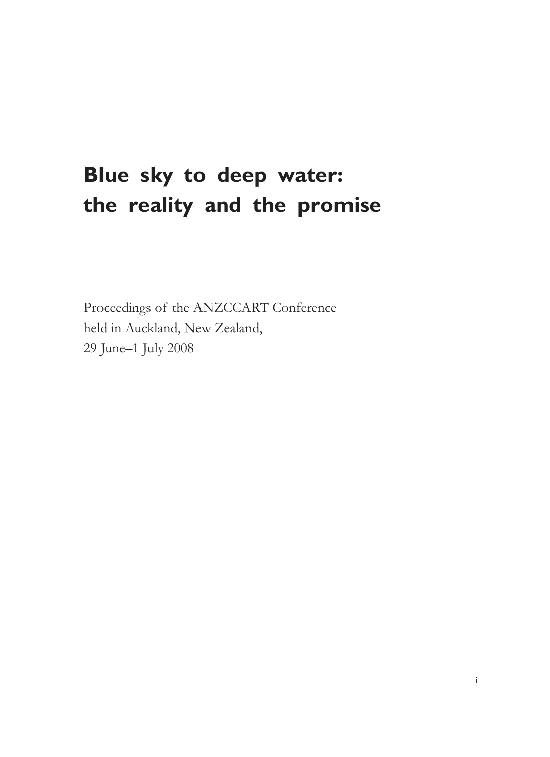# Blue sky to deep water: the reality and the promise

Proceedings of the ANZCCART Conference
held in Auckland, New Zealand,
29 June–1 July 2008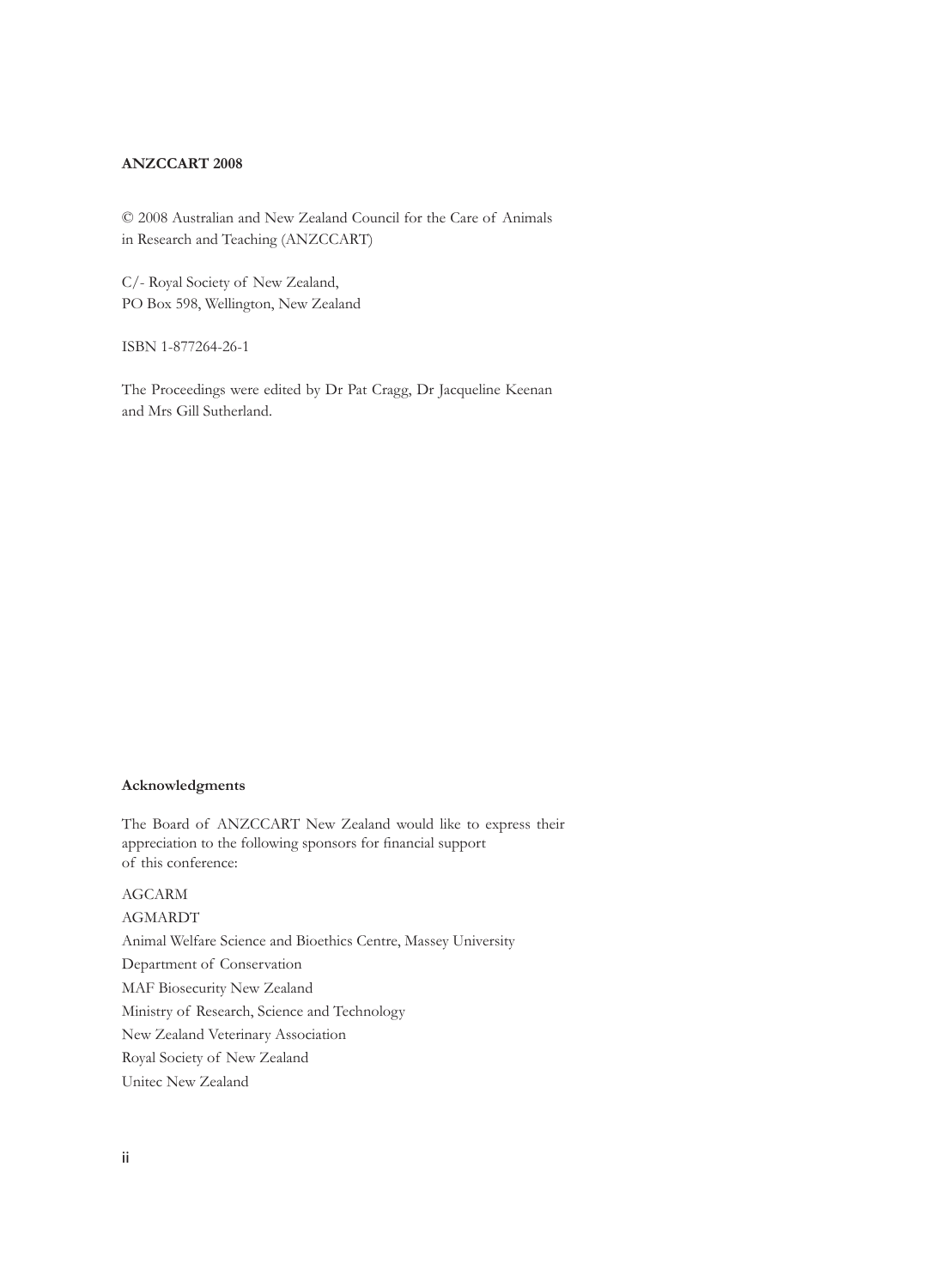**ANZCCART 2008**

© 2008 Australian and New Zealand Council for the Care of Animals in Research and Teaching (ANZCCART)

C/- Royal Society of New Zealand,
PO Box 598, Wellington, New Zealand

ISBN 1-877264-26-1

The Proceedings were edited by Dr Pat Cragg, Dr Jacqueline Keenan and Mrs Gill Sutherland.

**Acknowledgments**

The Board of ANZCCART New Zealand would like to express their appreciation to the following sponsors for financial support of this conference:

AGCARM

AGMARDT

Animal Welfare Science and Bioethics Centre, Massey University

Department of Conservation

MAF Biosecurity New Zealand

Ministry of Research, Science and Technology

New Zealand Veterinary Association

Royal Society of New Zealand

Unitec New Zealand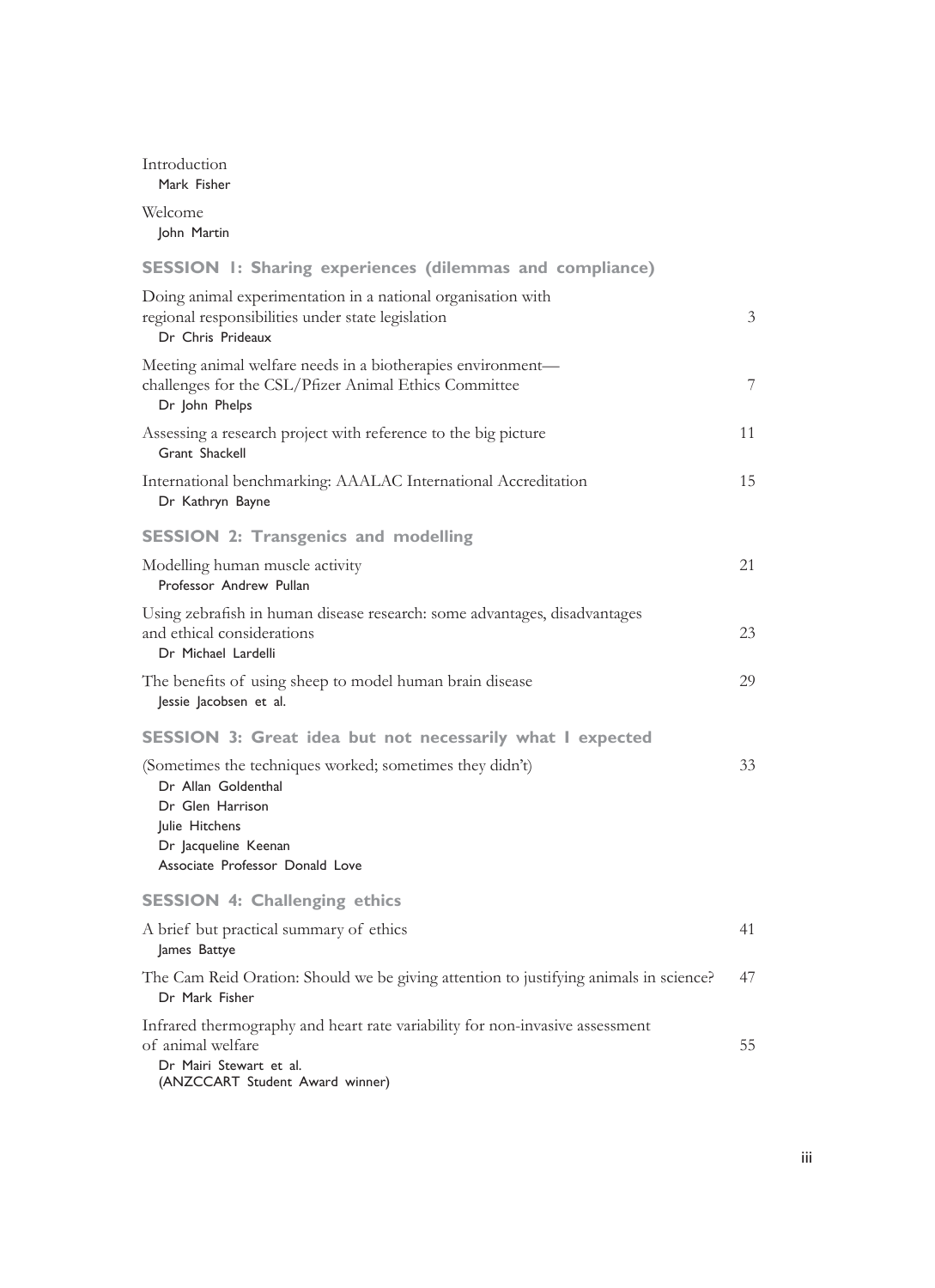Introduction
Mark Fisher

Welcome
John Martin

## SESSION 1: Sharing experiences (dilemmas and compliance)

Doing animal experimentation in a national organisation with regional responsibilities under state legislation — 3
Dr Chris Prideaux

Meeting animal welfare needs in a biotherapies environment—challenges for the CSL/Pfizer Animal Ethics Committee — 7
Dr John Phelps

Assessing a research project with reference to the big picture — 11
Grant Shackell

International benchmarking: AAALAC International Accreditation — 15
Dr Kathryn Bayne

## SESSION 2: Transgenics and modelling

Modelling human muscle activity — 21
Professor Andrew Pullan

Using zebrafish in human disease research: some advantages, disadvantages and ethical considerations — 23
Dr Michael Lardelli

The benefits of using sheep to model human brain disease — 29
Jessie Jacobsen et al.

## SESSION 3: Great idea but not necessarily what I expected

(Sometimes the techniques worked; sometimes they didn't) — 33
Dr Allan Goldenthal
Dr Glen Harrison
Julie Hitchens
Dr Jacqueline Keenan
Associate Professor Donald Love

## SESSION 4: Challenging ethics

A brief but practical summary of ethics — 41
James Battye

The Cam Reid Oration: Should we be giving attention to justifying animals in science? — 47
Dr Mark Fisher

Infrared thermography and heart rate variability for non-invasive assessment of animal welfare — 55
Dr Mairi Stewart et al.
(ANZCCART Student Award winner)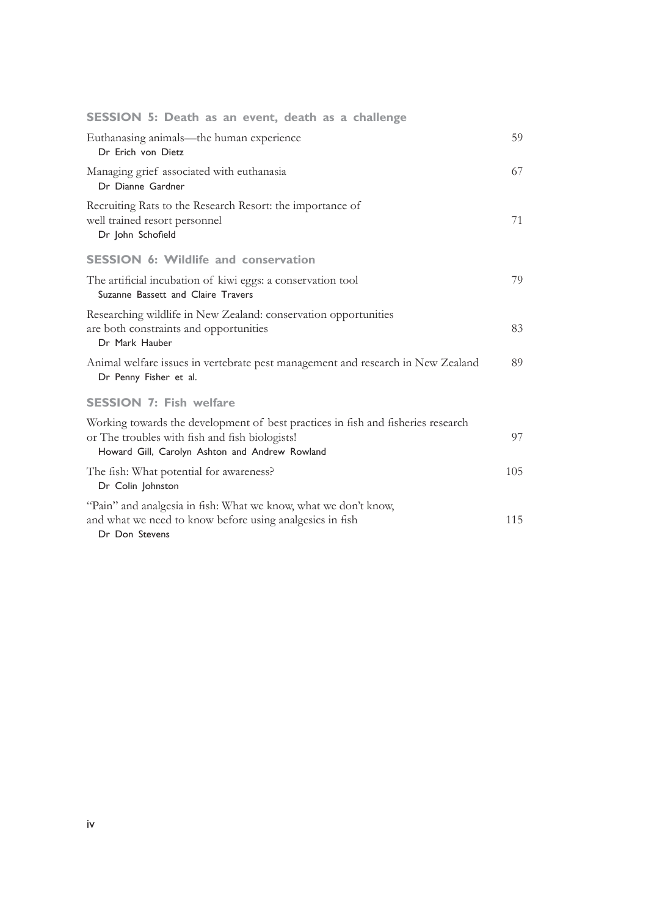## SESSION 5: Death as an event, death as a challenge

Euthanasing animals—the human experience 59
Dr Erich von Dietz

Managing grief associated with euthanasia 67
Dr Dianne Gardner

Recruiting Rats to the Research Resort: the importance of well trained resort personnel 71
Dr John Schofield

## SESSION 6: Wildlife and conservation

The artificial incubation of kiwi eggs: a conservation tool 79
Suzanne Bassett and Claire Travers

Researching wildlife in New Zealand: conservation opportunities are both constraints and opportunities 83
Dr Mark Hauber

Animal welfare issues in vertebrate pest management and research in New Zealand 89
Dr Penny Fisher et al.

## SESSION 7: Fish welfare

Working towards the development of best practices in fish and fisheries research or The troubles with fish and fish biologists! 97
Howard Gill, Carolyn Ashton and Andrew Rowland

The fish: What potential for awareness? 105
Dr Colin Johnston

"Pain" and analgesia in fish: What we know, what we don't know, and what we need to know before using analgesics in fish 115
Dr Don Stevens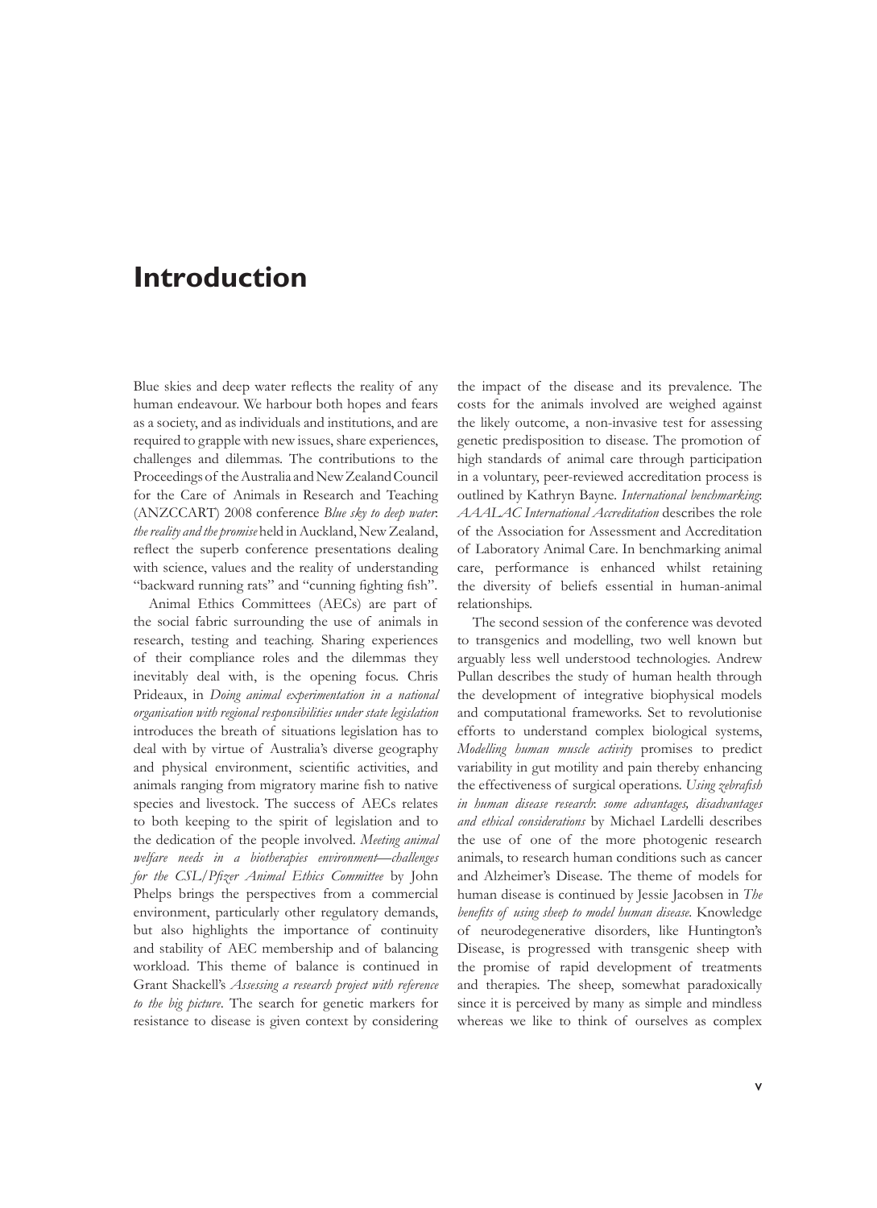# Introduction

Blue skies and deep water reflects the reality of any human endeavour. We harbour both hopes and fears as a society, and as individuals and institutions, and are required to grapple with new issues, share experiences, challenges and dilemmas. The contributions to the Proceedings of the Australia and New Zealand Council for the Care of Animals in Research and Teaching (ANZCCART) 2008 conference *Blue sky to deep water: the reality and the promise* held in Auckland, New Zealand, reflect the superb conference presentations dealing with science, values and the reality of understanding "backward running rats" and "cunning fighting fish".

Animal Ethics Committees (AECs) are part of the social fabric surrounding the use of animals in research, testing and teaching. Sharing experiences of their compliance roles and the dilemmas they inevitably deal with, is the opening focus. Chris Prideaux, in *Doing animal experimentation in a national organisation with regional responsibilities under state legislation* introduces the breath of situations legislation has to deal with by virtue of Australia's diverse geography and physical environment, scientific activities, and animals ranging from migratory marine fish to native species and livestock. The success of AECs relates to both keeping to the spirit of legislation and to the dedication of the people involved. *Meeting animal welfare needs in a biotherapies environment—challenges for the CSL/Pfizer Animal Ethics Committee* by John Phelps brings the perspectives from a commercial environment, particularly other regulatory demands, but also highlights the importance of continuity and stability of AEC membership and of balancing workload. This theme of balance is continued in Grant Shackell's *Assessing a research project with reference to the big picture*. The search for genetic markers for resistance to disease is given context by considering the impact of the disease and its prevalence. The costs for the animals involved are weighed against the likely outcome, a non-invasive test for assessing genetic predisposition to disease. The promotion of high standards of animal care through participation in a voluntary, peer-reviewed accreditation process is outlined by Kathryn Bayne. *International benchmarking: AAALAC International Accreditation* describes the role of the Association for Assessment and Accreditation of Laboratory Animal Care. In benchmarking animal care, performance is enhanced whilst retaining the diversity of beliefs essential in human-animal relationships.

The second session of the conference was devoted to transgenics and modelling, two well known but arguably less well understood technologies. Andrew Pullan describes the study of human health through the development of integrative biophysical models and computational frameworks. Set to revolutionise efforts to understand complex biological systems, *Modelling human muscle activity* promises to predict variability in gut motility and pain thereby enhancing the effectiveness of surgical operations. *Using zebrafish in human disease research: some advantages, disadvantages and ethical considerations* by Michael Lardelli describes the use of one of the more photogenic research animals, to research human conditions such as cancer and Alzheimer's Disease. The theme of models for human disease is continued by Jessie Jacobsen in *The benefits of using sheep to model human disease*. Knowledge of neurodegenerative disorders, like Huntington's Disease, is progressed with transgenic sheep with the promise of rapid development of treatments and therapies. The sheep, somewhat paradoxically since it is perceived by many as simple and mindless whereas we like to think of ourselves as complex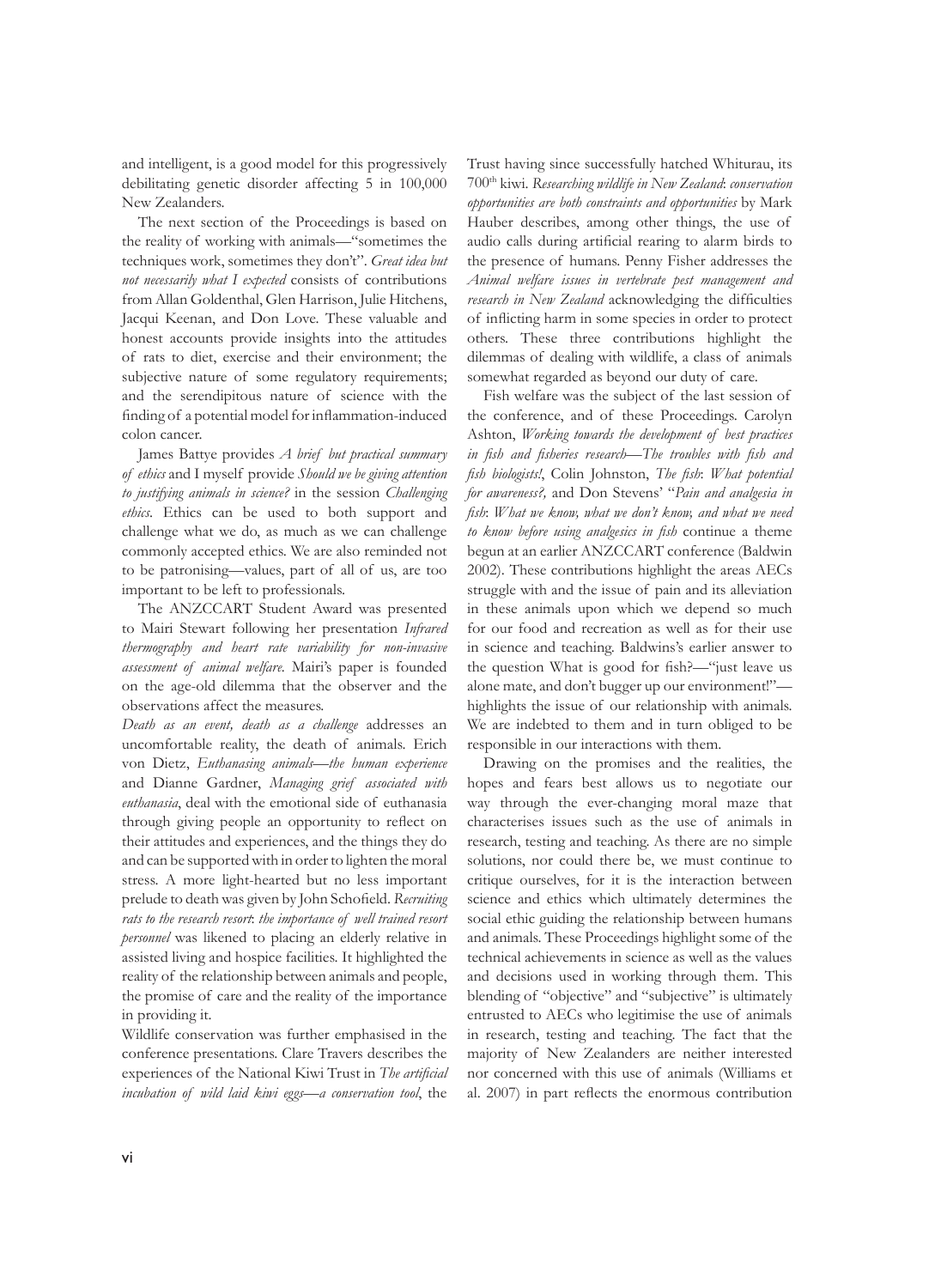and intelligent, is a good model for this progressively debilitating genetic disorder affecting 5 in 100,000 New Zealanders.

The next section of the Proceedings is based on the reality of working with animals—"sometimes the techniques work, sometimes they don't". *Great idea but not necessarily what I expected* consists of contributions from Allan Goldenthal, Glen Harrison, Julie Hitchens, Jacqui Keenan, and Don Love. These valuable and honest accounts provide insights into the attitudes of rats to diet, exercise and their environment; the subjective nature of some regulatory requirements; and the serendipitous nature of science with the finding of a potential model for inflammation-induced colon cancer.

James Battye provides *A brief but practical summary of ethics* and I myself provide *Should we be giving attention to justifying animals in science?* in the session *Challenging ethics*. Ethics can be used to both support and challenge what we do, as much as we can challenge commonly accepted ethics. We are also reminded not to be patronising—values, part of all of us, are too important to be left to professionals.

The ANZCCART Student Award was presented to Mairi Stewart following her presentation *Infrared thermography and heart rate variability for non-invasive assessment of animal welfare*. Mairi's paper is founded on the age-old dilemma that the observer and the observations affect the measures.

*Death as an event, death as a challenge* addresses an uncomfortable reality, the death of animals. Erich von Dietz, *Euthanasing animals—the human experience* and Dianne Gardner, *Managing grief associated with euthanasia*, deal with the emotional side of euthanasia through giving people an opportunity to reflect on their attitudes and experiences, and the things they do and can be supported with in order to lighten the moral stress. A more light-hearted but no less important prelude to death was given by John Schofield. *Recruiting rats to the research resort: the importance of well trained resort personnel* was likened to placing an elderly relative in assisted living and hospice facilities. It highlighted the reality of the relationship between animals and people, the promise of care and the reality of the importance in providing it.

Wildlife conservation was further emphasised in the conference presentations. Clare Travers describes the experiences of the National Kiwi Trust in *The artificial incubation of wild laid kiwi eggs—a conservation tool*, the Trust having since successfully hatched Whiturau, its 700th kiwi. *Researching wildlife in New Zealand: conservation opportunities are both constraints and opportunities* by Mark Hauber describes, among other things, the use of audio calls during artificial rearing to alarm birds to the presence of humans. Penny Fisher addresses the *Animal welfare issues in vertebrate pest management and research in New Zealand* acknowledging the difficulties of inflicting harm in some species in order to protect others. These three contributions highlight the dilemmas of dealing with wildlife, a class of animals somewhat regarded as beyond our duty of care.

Fish welfare was the subject of the last session of the conference, and of these Proceedings. Carolyn Ashton, *Working towards the development of best practices in fish and fisheries research—The troubles with fish and fish biologists!*, Colin Johnston, *The fish: What potential for awareness?,* and Don Stevens' "*Pain and analgesia in fish: What we know, what we don't know, and what we need to know before using analgesics in fish* continue a theme begun at an earlier ANZCCART conference (Baldwin 2002). These contributions highlight the areas AECs struggle with and the issue of pain and its alleviation in these animals upon which we depend so much for our food and recreation as well as for their use in science and teaching. Baldwins's earlier answer to the question What is good for fish?—"just leave us alone mate, and don't bugger up our environment!"—highlights the issue of our relationship with animals. We are indebted to them and in turn obliged to be responsible in our interactions with them.

Drawing on the promises and the realities, the hopes and fears best allows us to negotiate our way through the ever-changing moral maze that characterises issues such as the use of animals in research, testing and teaching. As there are no simple solutions, nor could there be, we must continue to critique ourselves, for it is the interaction between science and ethics which ultimately determines the social ethic guiding the relationship between humans and animals. These Proceedings highlight some of the technical achievements in science as well as the values and decisions used in working through them. This blending of "objective" and "subjective" is ultimately entrusted to AECs who legitimise the use of animals in research, testing and teaching. The fact that the majority of New Zealanders are neither interested nor concerned with this use of animals (Williams et al. 2007) in part reflects the enormous contribution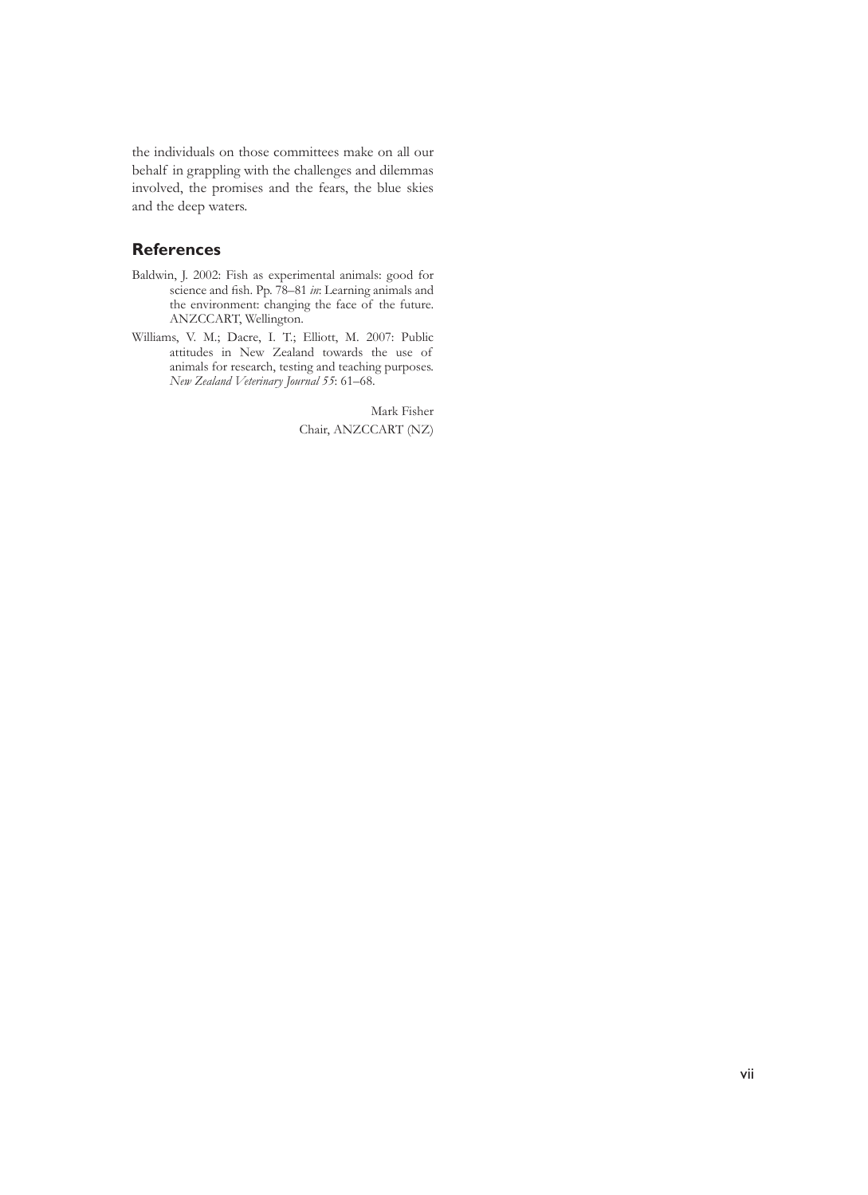the individuals on those committees make on all our behalf in grappling with the challenges and dilemmas involved, the promises and the fears, the blue skies and the deep waters.

## References

Baldwin, J. 2002: Fish as experimental animals: good for science and fish. Pp. 78–81 *in*: Learning animals and the environment: changing the face of the future. ANZCCART, Wellington.

Williams, V. M.; Dacre, I. T.; Elliott, M. 2007: Public attitudes in New Zealand towards the use of animals for research, testing and teaching purposes. *New Zealand Veterinary Journal 55*: 61–68.

Mark Fisher
Chair, ANZCCART (NZ)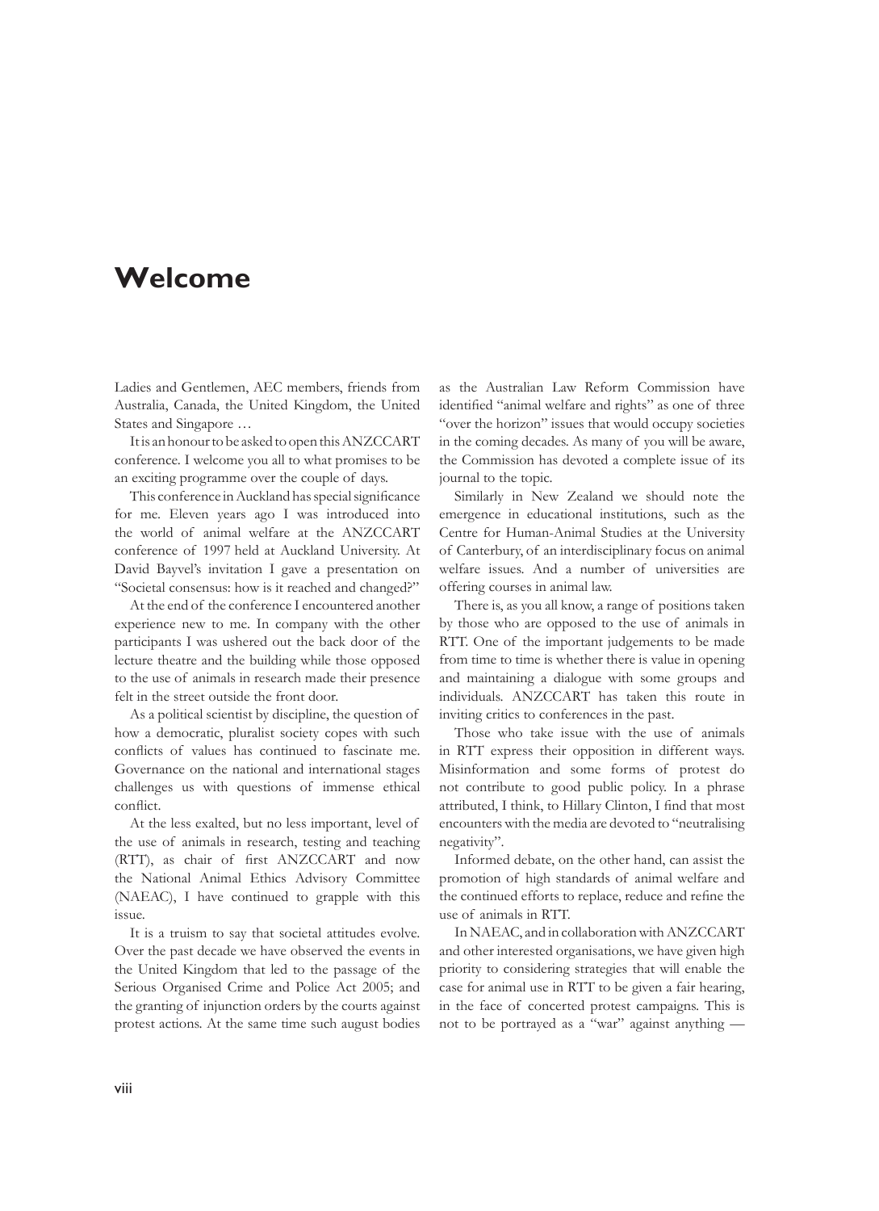# Welcome

Ladies and Gentlemen, AEC members, friends from Australia, Canada, the United Kingdom, the United States and Singapore …

It is an honour to be asked to open this ANZCCART conference. I welcome you all to what promises to be an exciting programme over the couple of days.

This conference in Auckland has special significance for me. Eleven years ago I was introduced into the world of animal welfare at the ANZCCART conference of 1997 held at Auckland University. At David Bayvel's invitation I gave a presentation on "Societal consensus: how is it reached and changed?"

At the end of the conference I encountered another experience new to me. In company with the other participants I was ushered out the back door of the lecture theatre and the building while those opposed to the use of animals in research made their presence felt in the street outside the front door.

As a political scientist by discipline, the question of how a democratic, pluralist society copes with such conflicts of values has continued to fascinate me. Governance on the national and international stages challenges us with questions of immense ethical conflict.

At the less exalted, but no less important, level of the use of animals in research, testing and teaching (RTT), as chair of first ANZCCART and now the National Animal Ethics Advisory Committee (NAEAC), I have continued to grapple with this issue.

It is a truism to say that societal attitudes evolve. Over the past decade we have observed the events in the United Kingdom that led to the passage of the Serious Organised Crime and Police Act 2005; and the granting of injunction orders by the courts against protest actions. At the same time such august bodies as the Australian Law Reform Commission have identified "animal welfare and rights" as one of three "over the horizon" issues that would occupy societies in the coming decades. As many of you will be aware, the Commission has devoted a complete issue of its journal to the topic.

Similarly in New Zealand we should note the emergence in educational institutions, such as the Centre for Human-Animal Studies at the University of Canterbury, of an interdisciplinary focus on animal welfare issues. And a number of universities are offering courses in animal law.

There is, as you all know, a range of positions taken by those who are opposed to the use of animals in RTT. One of the important judgements to be made from time to time is whether there is value in opening and maintaining a dialogue with some groups and individuals. ANZCCART has taken this route in inviting critics to conferences in the past.

Those who take issue with the use of animals in RTT express their opposition in different ways. Misinformation and some forms of protest do not contribute to good public policy. In a phrase attributed, I think, to Hillary Clinton, I find that most encounters with the media are devoted to "neutralising negativity".

Informed debate, on the other hand, can assist the promotion of high standards of animal welfare and the continued efforts to replace, reduce and refine the use of animals in RTT.

In NAEAC, and in collaboration with ANZCCART and other interested organisations, we have given high priority to considering strategies that will enable the case for animal use in RTT to be given a fair hearing, in the face of concerted protest campaigns. This is not to be portrayed as a "war" against anything —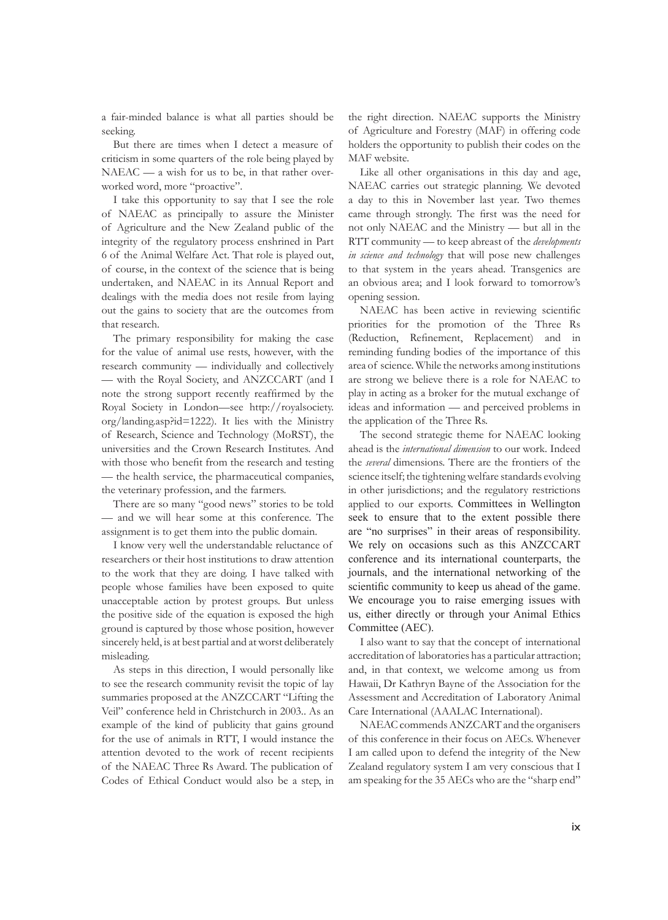a fair-minded balance is what all parties should be seeking.

But there are times when I detect a measure of criticism in some quarters of the role being played by NAEAC — a wish for us to be, in that rather overworked word, more "proactive".

I take this opportunity to say that I see the role of NAEAC as principally to assure the Minister of Agriculture and the New Zealand public of the integrity of the regulatory process enshrined in Part 6 of the Animal Welfare Act. That role is played out, of course, in the context of the science that is being undertaken, and NAEAC in its Annual Report and dealings with the media does not resile from laying out the gains to society that are the outcomes from that research.

The primary responsibility for making the case for the value of animal use rests, however, with the research community — individually and collectively — with the Royal Society, and ANZCCART (and I note the strong support recently reaffirmed by the Royal Society in London—see http://royalsociety.org/landing.asp?id=1222). It lies with the Ministry of Research, Science and Technology (MoRST), the universities and the Crown Research Institutes. And with those who benefit from the research and testing — the health service, the pharmaceutical companies, the veterinary profession, and the farmers.

There are so many "good news" stories to be told — and we will hear some at this conference. The assignment is to get them into the public domain.

I know very well the understandable reluctance of researchers or their host institutions to draw attention to the work that they are doing. I have talked with people whose families have been exposed to quite unacceptable action by protest groups. But unless the positive side of the equation is exposed the high ground is captured by those whose position, however sincerely held, is at best partial and at worst deliberately misleading.

As steps in this direction, I would personally like to see the research community revisit the topic of lay summaries proposed at the ANZCCART "Lifting the Veil" conference held in Christchurch in 2003.. As an example of the kind of publicity that gains ground for the use of animals in RTT, I would instance the attention devoted to the work of recent recipients of the NAEAC Three Rs Award. The publication of Codes of Ethical Conduct would also be a step, in the right direction. NAEAC supports the Ministry of Agriculture and Forestry (MAF) in offering code holders the opportunity to publish their codes on the MAF website.

Like all other organisations in this day and age, NAEAC carries out strategic planning. We devoted a day to this in November last year. Two themes came through strongly. The first was the need for not only NAEAC and the Ministry — but all in the RTT community — to keep abreast of the *developments in science and technology* that will pose new challenges to that system in the years ahead. Transgenics are an obvious area; and I look forward to tomorrow's opening session.

NAEAC has been active in reviewing scientific priorities for the promotion of the Three Rs (Reduction, Refinement, Replacement) and in reminding funding bodies of the importance of this area of science. While the networks among institutions are strong we believe there is a role for NAEAC to play in acting as a broker for the mutual exchange of ideas and information — and perceived problems in the application of the Three Rs.

The second strategic theme for NAEAC looking ahead is the *international dimension* to our work. Indeed the *several* dimensions. There are the frontiers of the science itself; the tightening welfare standards evolving in other jurisdictions; and the regulatory restrictions applied to our exports. Committees in Wellington seek to ensure that to the extent possible there are "no surprises" in their areas of responsibility. We rely on occasions such as this ANZCCART conference and its international counterparts, the journals, and the international networking of the scientific community to keep us ahead of the game. We encourage you to raise emerging issues with us, either directly or through your Animal Ethics Committee (AEC).

I also want to say that the concept of international accreditation of laboratories has a particular attraction; and, in that context, we welcome among us from Hawaii, Dr Kathryn Bayne of the Association for the Assessment and Accreditation of Laboratory Animal Care International (AAALAC International).

NAEAC commends ANZCCART and the organisers of this conference in their focus on AECs. Whenever I am called upon to defend the integrity of the New Zealand regulatory system I am very conscious that I am speaking for the 35 AECs who are the "sharp end"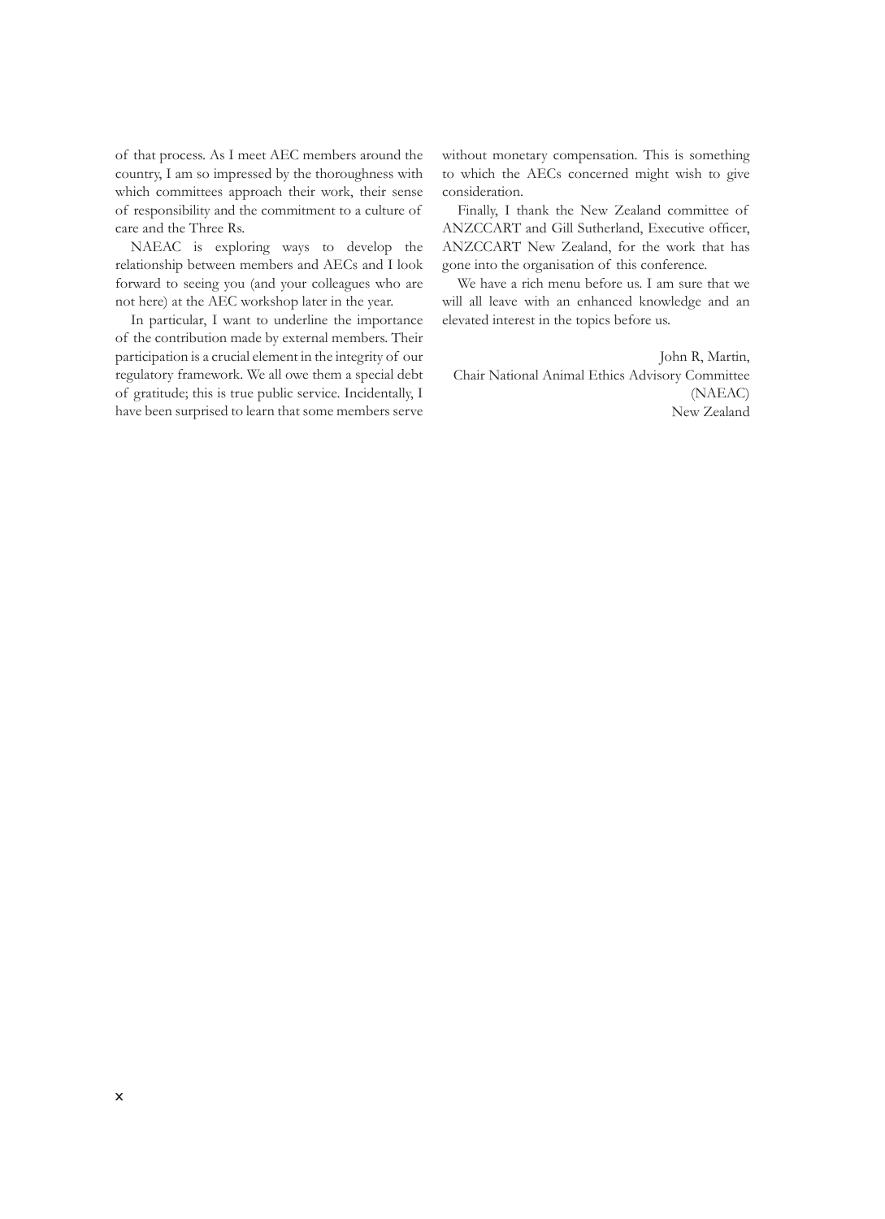of that process. As I meet AEC members around the country, I am so impressed by the thoroughness with which committees approach their work, their sense of responsibility and the commitment to a culture of care and the Three Rs.

NAEAC is exploring ways to develop the relationship between members and AECs and I look forward to seeing you (and your colleagues who are not here) at the AEC workshop later in the year.

In particular, I want to underline the importance of the contribution made by external members. Their participation is a crucial element in the integrity of our regulatory framework. We all owe them a special debt of gratitude; this is true public service. Incidentally, I have been surprised to learn that some members serve without monetary compensation. This is something to which the AECs concerned might wish to give consideration.

Finally, I thank the New Zealand committee of ANZCCART and Gill Sutherland, Executive officer, ANZCCART New Zealand, for the work that has gone into the organisation of this conference.

We have a rich menu before us. I am sure that we will all leave with an enhanced knowledge and an elevated interest in the topics before us.

John R, Martin,
Chair National Animal Ethics Advisory Committee (NAEAC)
New Zealand